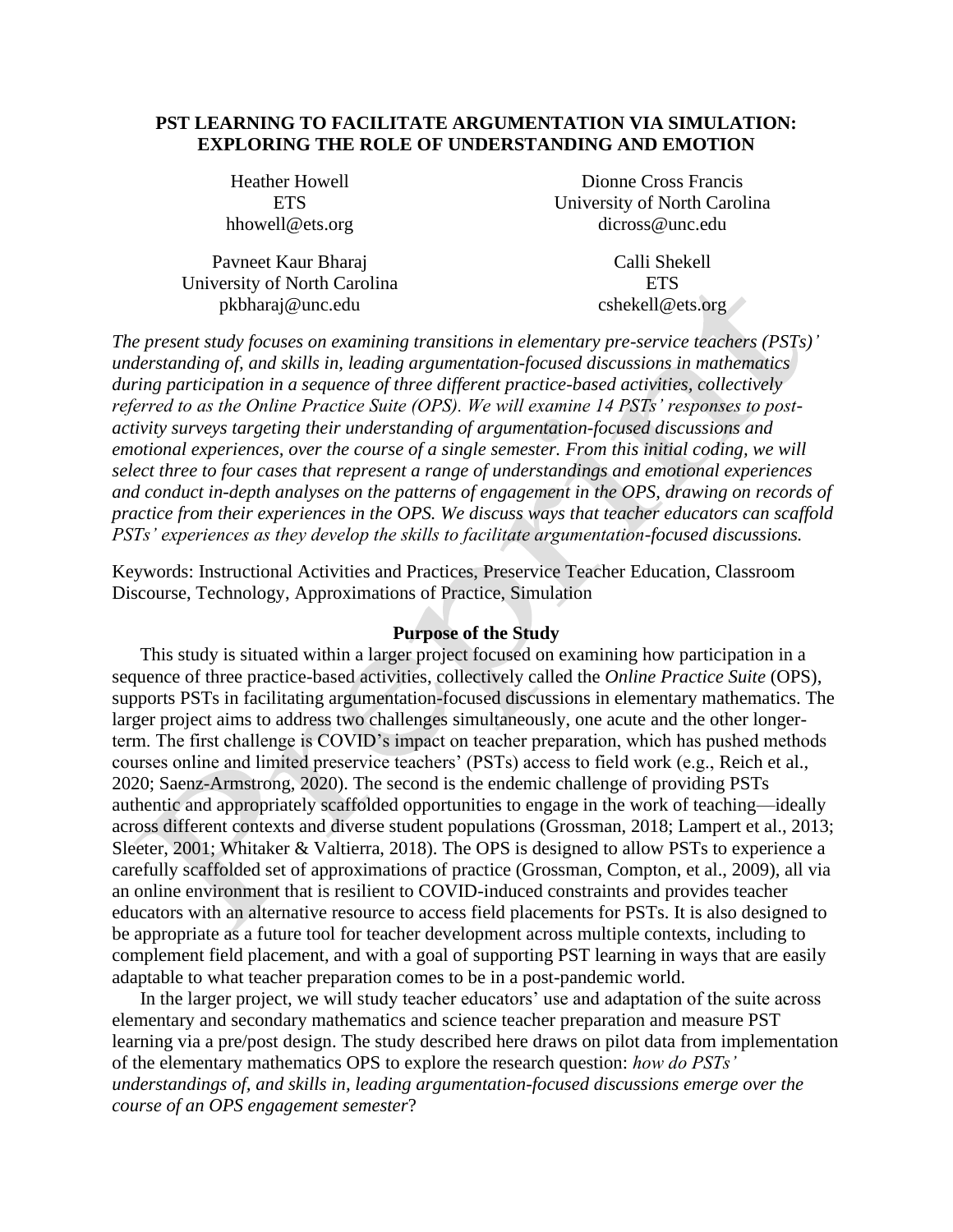# PST LEARNING TO FACILITATE ARGUMENTATION VIA SIMULATION: EXPLORING THE ROLE OF UNDERSTANDING AND EMOTION

Heather Howell
ETS
hhowell@ets.org

Dionne Cross Francis
University of North Carolina
dicross@unc.edu

Pavneet Kaur Bharaj
University of North Carolina
pkbharaj@unc.edu

Calli Shekell
ETS
cshekell@ets.org

*The present study focuses on examining transitions in elementary pre-service teachers (PSTs)' understanding of, and skills in, leading argumentation-focused discussions in mathematics during participation in a sequence of three different practice-based activities, collectively referred to as the Online Practice Suite (OPS). We will examine 14 PSTs' responses to post-activity surveys targeting their understanding of argumentation-focused discussions and emotional experiences, over the course of a single semester. From this initial coding, we will select three to four cases that represent a range of understandings and emotional experiences and conduct in-depth analyses on the patterns of engagement in the OPS, drawing on records of practice from their experiences in the OPS. We discuss ways that teacher educators can scaffold PSTs' experiences as they develop the skills to facilitate argumentation-focused discussions.*

Keywords: Instructional Activities and Practices, Preservice Teacher Education, Classroom Discourse, Technology, Approximations of Practice, Simulation

## Purpose of the Study

This study is situated within a larger project focused on examining how participation in a sequence of three practice-based activities, collectively called the *Online Practice Suite* (OPS), supports PSTs in facilitating argumentation-focused discussions in elementary mathematics. The larger project aims to address two challenges simultaneously, one acute and the other longer-term. The first challenge is COVID's impact on teacher preparation, which has pushed methods courses online and limited preservice teachers' (PSTs) access to field work (e.g., Reich et al., 2020; Saenz-Armstrong, 2020). The second is the endemic challenge of providing PSTs authentic and appropriately scaffolded opportunities to engage in the work of teaching—ideally across different contexts and diverse student populations (Grossman, 2018; Lampert et al., 2013; Sleeter, 2001; Whitaker & Valtierra, 2018). The OPS is designed to allow PSTs to experience a carefully scaffolded set of approximations of practice (Grossman, Compton, et al., 2009), all via an online environment that is resilient to COVID-induced constraints and provides teacher educators with an alternative resource to access field placements for PSTs. It is also designed to be appropriate as a future tool for teacher development across multiple contexts, including to complement field placement, and with a goal of supporting PST learning in ways that are easily adaptable to what teacher preparation comes to be in a post-pandemic world.

In the larger project, we will study teacher educators' use and adaptation of the suite across elementary and secondary mathematics and science teacher preparation and measure PST learning via a pre/post design. The study described here draws on pilot data from implementation of the elementary mathematics OPS to explore the research question: *how do PSTs' understandings of, and skills in, leading argumentation-focused discussions emerge over the course of an OPS engagement semester*?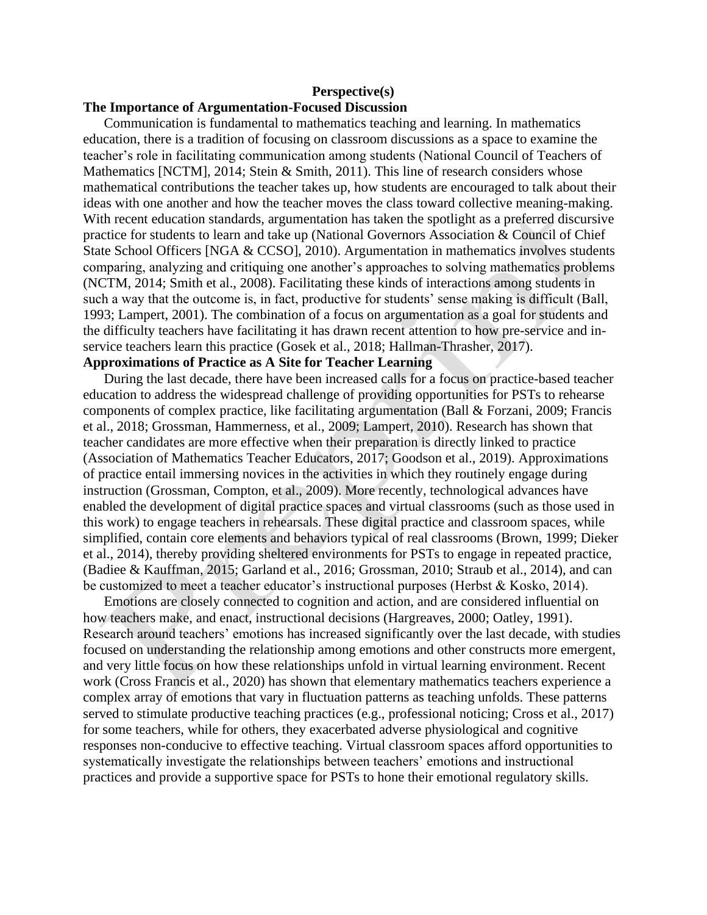## Perspective(s)

### The Importance of Argumentation-Focused Discussion

Communication is fundamental to mathematics teaching and learning. In mathematics education, there is a tradition of focusing on classroom discussions as a space to examine the teacher's role in facilitating communication among students (National Council of Teachers of Mathematics [NCTM], 2014; Stein & Smith, 2011). This line of research considers whose mathematical contributions the teacher takes up, how students are encouraged to talk about their ideas with one another and how the teacher moves the class toward collective meaning-making. With recent education standards, argumentation has taken the spotlight as a preferred discursive practice for students to learn and take up (National Governors Association & Council of Chief State School Officers [NGA & CCSO], 2010). Argumentation in mathematics involves students comparing, analyzing and critiquing one another's approaches to solving mathematics problems (NCTM, 2014; Smith et al., 2008). Facilitating these kinds of interactions among students in such a way that the outcome is, in fact, productive for students' sense making is difficult (Ball, 1993; Lampert, 2001). The combination of a focus on argumentation as a goal for students and the difficulty teachers have facilitating it has drawn recent attention to how pre-service and in-service teachers learn this practice (Gosek et al., 2018; Hallman-Thrasher, 2017).

### Approximations of Practice as A Site for Teacher Learning

During the last decade, there have been increased calls for a focus on practice-based teacher education to address the widespread challenge of providing opportunities for PSTs to rehearse components of complex practice, like facilitating argumentation (Ball & Forzani, 2009; Francis et al., 2018; Grossman, Hammerness, et al., 2009; Lampert, 2010). Research has shown that teacher candidates are more effective when their preparation is directly linked to practice (Association of Mathematics Teacher Educators, 2017; Goodson et al., 2019). Approximations of practice entail immersing novices in the activities in which they routinely engage during instruction (Grossman, Compton, et al., 2009). More recently, technological advances have enabled the development of digital practice spaces and virtual classrooms (such as those used in this work) to engage teachers in rehearsals. These digital practice and classroom spaces, while simplified, contain core elements and behaviors typical of real classrooms (Brown, 1999; Dieker et al., 2014), thereby providing sheltered environments for PSTs to engage in repeated practice, (Badiee & Kauffman, 2015; Garland et al., 2016; Grossman, 2010; Straub et al., 2014), and can be customized to meet a teacher educator's instructional purposes (Herbst & Kosko, 2014).

Emotions are closely connected to cognition and action, and are considered influential on how teachers make, and enact, instructional decisions (Hargreaves, 2000; Oatley, 1991). Research around teachers' emotions has increased significantly over the last decade, with studies focused on understanding the relationship among emotions and other constructs more emergent, and very little focus on how these relationships unfold in virtual learning environment. Recent work (Cross Francis et al., 2020) has shown that elementary mathematics teachers experience a complex array of emotions that vary in fluctuation patterns as teaching unfolds. These patterns served to stimulate productive teaching practices (e.g., professional noticing; Cross et al., 2017) for some teachers, while for others, they exacerbated adverse physiological and cognitive responses non-conducive to effective teaching. Virtual classroom spaces afford opportunities to systematically investigate the relationships between teachers' emotions and instructional practices and provide a supportive space for PSTs to hone their emotional regulatory skills.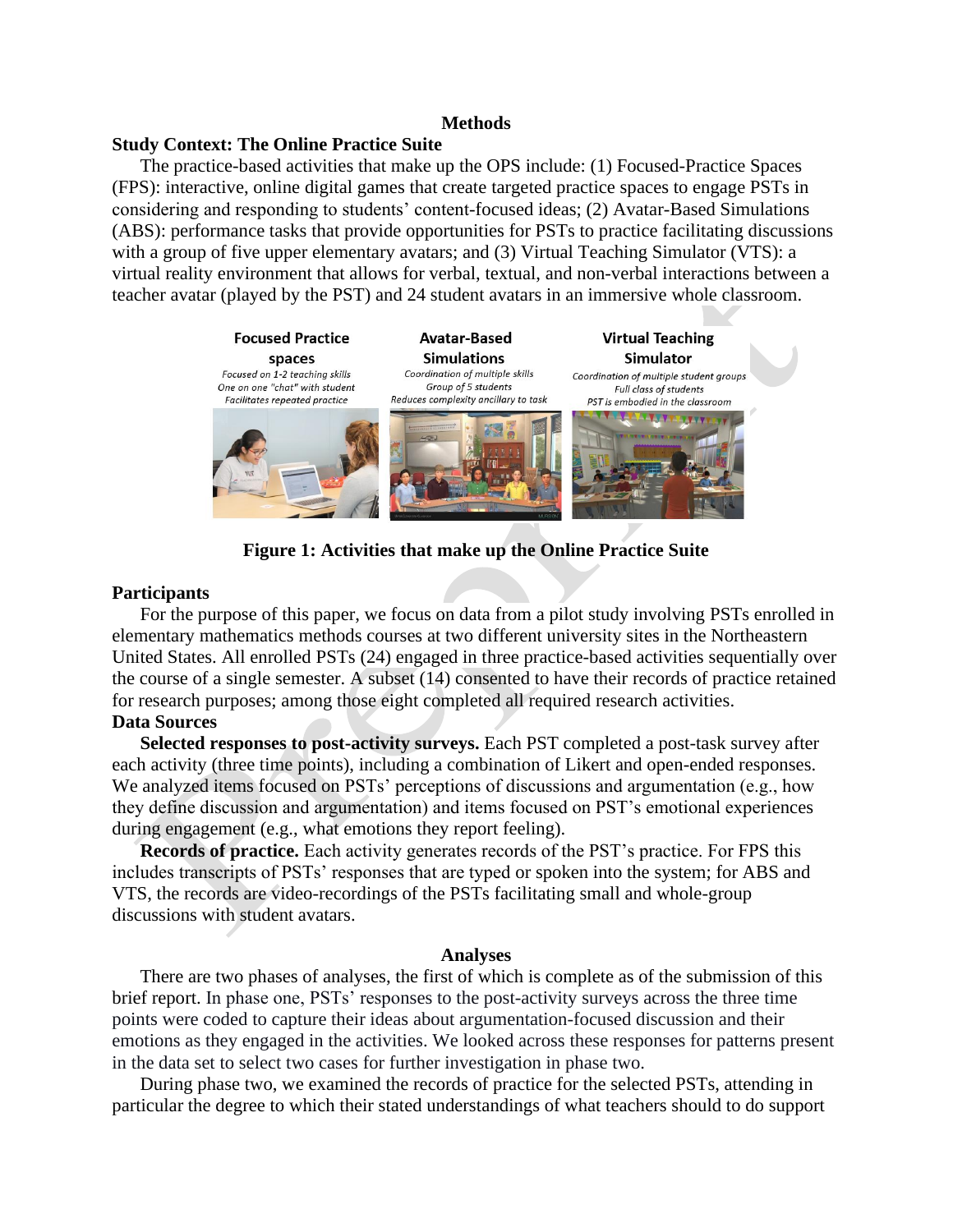## Methods

### Study Context: The Online Practice Suite

The practice-based activities that make up the OPS include: (1) Focused-Practice Spaces (FPS): interactive, online digital games that create targeted practice spaces to engage PSTs in considering and responding to students' content-focused ideas; (2) Avatar-Based Simulations (ABS): performance tasks that provide opportunities for PSTs to practice facilitating discussions with a group of five upper elementary avatars; and (3) Virtual Teaching Simulator (VTS): a virtual reality environment that allows for verbal, textual, and non-verbal interactions between a teacher avatar (played by the PST) and 24 student avatars in an immersive whole classroom.

| Focused Practice spaces | Avatar-Based Simulations | Virtual Teaching Simulator |
| --- | --- | --- |
| *Focused on 1-2 teaching skills* | *Coordination of multiple skills* | *Coordination of multiple student groups* |
| *One on one "chat" with student* | *Group of 5 students* | *Full class of students* |
| *Facilitates repeated practice* | *Reduces complexity ancillary to task* | *PST is embodied in the classroom* |

**Figure 1: Activities that make up the Online Practice Suite**

### Participants

For the purpose of this paper, we focus on data from a pilot study involving PSTs enrolled in elementary mathematics methods courses at two different university sites in the Northeastern United States. All enrolled PSTs (24) engaged in three practice-based activities sequentially over the course of a single semester. A subset (14) consented to have their records of practice retained for research purposes; among those eight completed all required research activities.

### Data Sources

**Selected responses to post-activity surveys.** Each PST completed a post-task survey after each activity (three time points), including a combination of Likert and open-ended responses. We analyzed items focused on PSTs' perceptions of discussions and argumentation (e.g., how they define discussion and argumentation) and items focused on PST's emotional experiences during engagement (e.g., what emotions they report feeling).

**Records of practice.** Each activity generates records of the PST's practice. For FPS this includes transcripts of PSTs' responses that are typed or spoken into the system; for ABS and VTS, the records are video-recordings of the PSTs facilitating small and whole-group discussions with student avatars.

## Analyses

There are two phases of analyses, the first of which is complete as of the submission of this brief report. In phase one, PSTs' responses to the post-activity surveys across the three time points were coded to capture their ideas about argumentation-focused discussion and their emotions as they engaged in the activities. We looked across these responses for patterns present in the data set to select two cases for further investigation in phase two.

During phase two, we examined the records of practice for the selected PSTs, attending in particular the degree to which their stated understandings of what teachers should to do support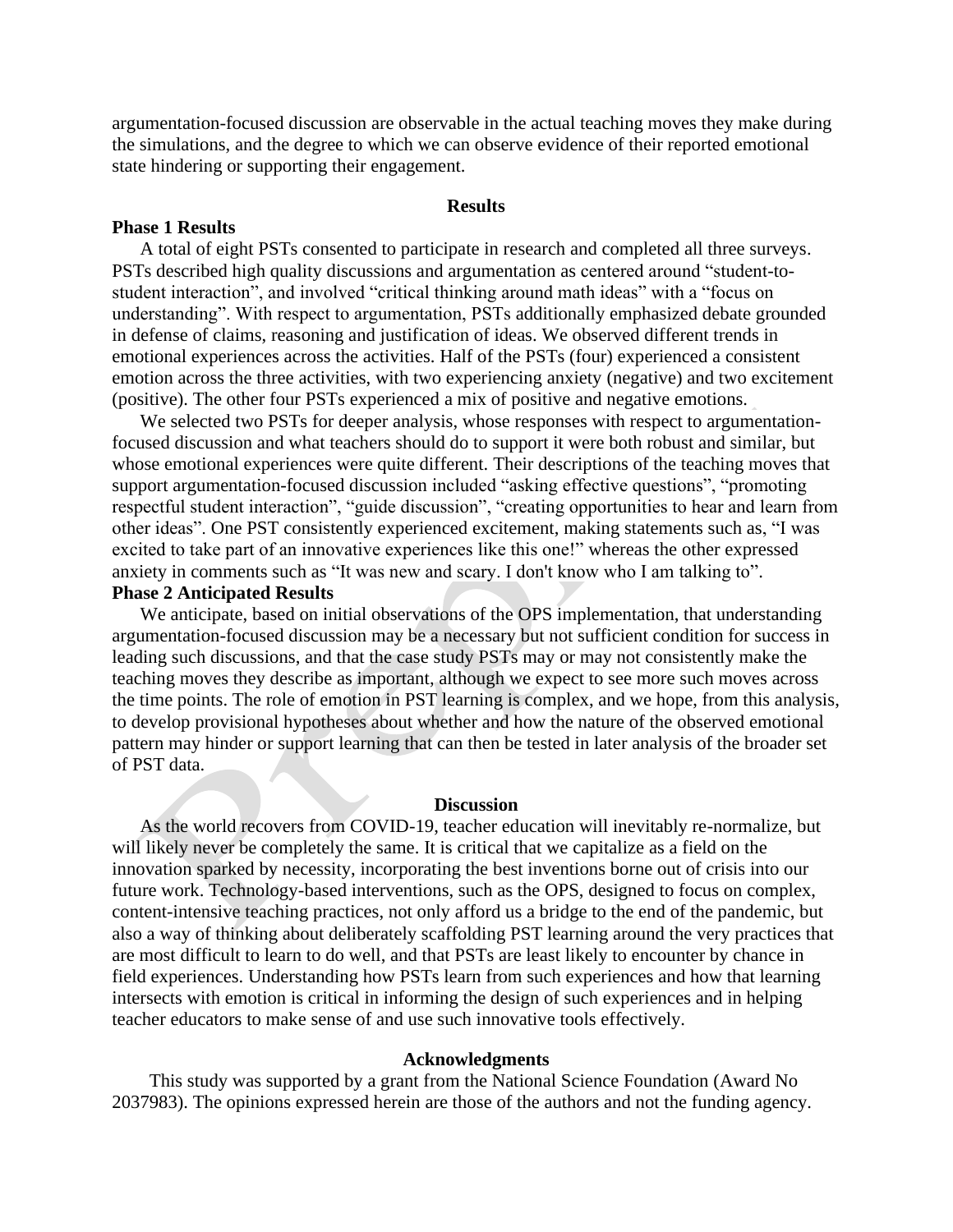argumentation-focused discussion are observable in the actual teaching moves they make during the simulations, and the degree to which we can observe evidence of their reported emotional state hindering or supporting their engagement.

## Results

### Phase 1 Results

A total of eight PSTs consented to participate in research and completed all three surveys. PSTs described high quality discussions and argumentation as centered around "student-to-student interaction", and involved "critical thinking around math ideas" with a "focus on understanding". With respect to argumentation, PSTs additionally emphasized debate grounded in defense of claims, reasoning and justification of ideas. We observed different trends in emotional experiences across the activities. Half of the PSTs (four) experienced a consistent emotion across the three activities, with two experiencing anxiety (negative) and two excitement (positive). The other four PSTs experienced a mix of positive and negative emotions.

We selected two PSTs for deeper analysis, whose responses with respect to argumentation-focused discussion and what teachers should do to support it were both robust and similar, but whose emotional experiences were quite different. Their descriptions of the teaching moves that support argumentation-focused discussion included "asking effective questions", "promoting respectful student interaction", "guide discussion", "creating opportunities to hear and learn from other ideas". One PST consistently experienced excitement, making statements such as, "I was excited to take part of an innovative experiences like this one!" whereas the other expressed anxiety in comments such as "It was new and scary. I don't know who I am talking to".

### Phase 2 Anticipated Results

We anticipate, based on initial observations of the OPS implementation, that understanding argumentation-focused discussion may be a necessary but not sufficient condition for success in leading such discussions, and that the case study PSTs may or may not consistently make the teaching moves they describe as important, although we expect to see more such moves across the time points. The role of emotion in PST learning is complex, and we hope, from this analysis, to develop provisional hypotheses about whether and how the nature of the observed emotional pattern may hinder or support learning that can then be tested in later analysis of the broader set of PST data.

## Discussion

As the world recovers from COVID-19, teacher education will inevitably re-normalize, but will likely never be completely the same. It is critical that we capitalize as a field on the innovation sparked by necessity, incorporating the best inventions borne out of crisis into our future work. Technology-based interventions, such as the OPS, designed to focus on complex, content-intensive teaching practices, not only afford us a bridge to the end of the pandemic, but also a way of thinking about deliberately scaffolding PST learning around the very practices that are most difficult to learn to do well, and that PSTs are least likely to encounter by chance in field experiences. Understanding how PSTs learn from such experiences and how that learning intersects with emotion is critical in informing the design of such experiences and in helping teacher educators to make sense of and use such innovative tools effectively.

## Acknowledgments

This study was supported by a grant from the National Science Foundation (Award No 2037983). The opinions expressed herein are those of the authors and not the funding agency.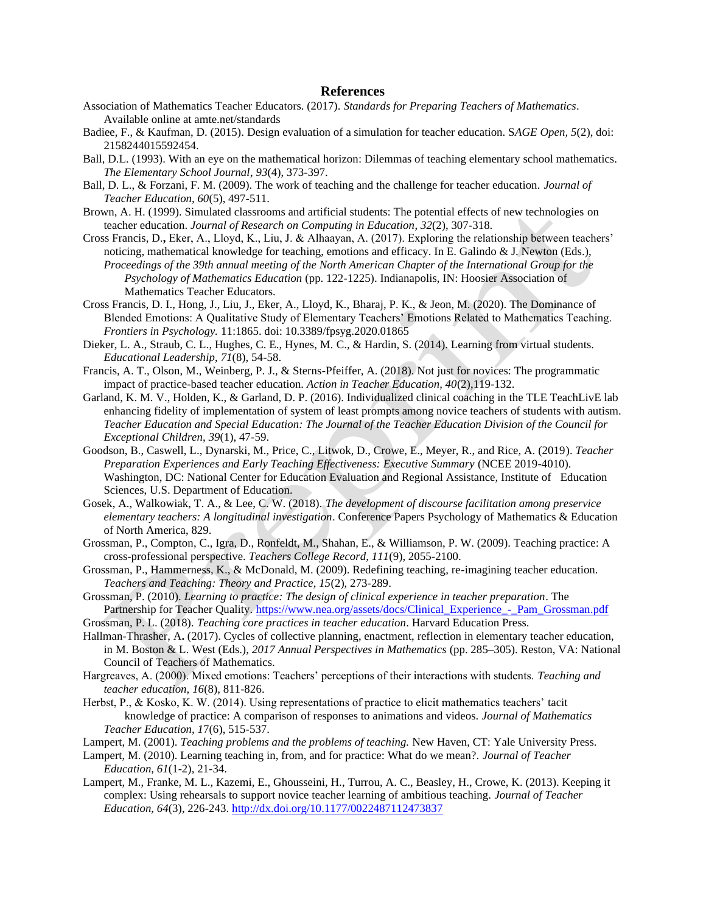# References

Association of Mathematics Teacher Educators. (2017). *Standards for Preparing Teachers of Mathematics*. Available online at amte.net/standards

Badiee, F., & Kaufman, D. (2015). Design evaluation of a simulation for teacher education. S*AGE Open, 5*(2), doi: 2158244015592454.

Ball, D.L. (1993). With an eye on the mathematical horizon: Dilemmas of teaching elementary school mathematics. *The Elementary School Journal*, *93*(4), 373-397.

Ball, D. L., & Forzani, F. M. (2009). The work of teaching and the challenge for teacher education. *Journal of Teacher Education, 60*(5), 497-511.

Brown, A. H. (1999). Simulated classrooms and artificial students: The potential effects of new technologies on teacher education. *Journal of Research on Computing in Education*, *32*(2), 307-318.

Cross Francis, D.**,** Eker, A., Lloyd, K., Liu, J. & Alhaayan, A. (2017). Exploring the relationship between teachers' noticing, mathematical knowledge for teaching, emotions and efficacy. In E. Galindo & J. Newton (Eds.), *Proceedings of the 39th annual meeting of the North American Chapter of the International Group for the Psychology of Mathematics Education* (pp. 122-1225). Indianapolis, IN: Hoosier Association of Mathematics Teacher Educators.

Cross Francis, D. I., Hong, J., Liu, J., Eker, A., Lloyd, K., Bharaj, P. K., & Jeon, M. (2020). The Dominance of Blended Emotions: A Qualitative Study of Elementary Teachers' Emotions Related to Mathematics Teaching. *Frontiers in Psychology.* 11:1865. doi: 10.3389/fpsyg.2020.01865

Dieker, L. A., Straub, C. L., Hughes, C. E., Hynes, M. C., & Hardin, S. (2014). Learning from virtual students. *Educational Leadership*, *71*(8), 54-58.

Francis, A. T., Olson, M., Weinberg, P. J., & Sterns-Pfeiffer, A. (2018). Not just for novices: The programmatic impact of practice-based teacher education. *Action in Teacher Education, 40*(2),119-132.

Garland, K. M. V., Holden, K., & Garland, D. P. (2016). Individualized clinical coaching in the TLE TeachLivE lab enhancing fidelity of implementation of system of least prompts among novice teachers of students with autism. *Teacher Education and Special Education: The Journal of the Teacher Education Division of the Council for Exceptional Children*, *39*(1), 47-59.

Goodson, B., Caswell, L., Dynarski, M., Price, C., Litwok, D., Crowe, E., Meyer, R., and Rice, A. (2019). *Teacher Preparation Experiences and Early Teaching Effectiveness: Executive Summary* (NCEE 2019-4010). Washington, DC: National Center for Education Evaluation and Regional Assistance, Institute of Education Sciences, U.S. Department of Education.

Gosek, A., Walkowiak, T. A., & Lee, C. W. (2018). *The development of discourse facilitation among preservice elementary teachers: A longitudinal investigation*. Conference Papers Psychology of Mathematics & Education of North America, 829.

Grossman, P., Compton, C., Igra, D., Ronfeldt, M., Shahan, E., & Williamson, P. W. (2009). Teaching practice: A cross-professional perspective. *Teachers College Record, 111*(9), 2055-2100.

Grossman, P., Hammerness, K., & McDonald, M. (2009). Redefining teaching, re-imagining teacher education. *Teachers and Teaching: Theory and Practice*, *15*(2), 273-289.

Grossman, P. (2010). *Learning to practice: The design of clinical experience in teacher preparation*. The Partnership for Teacher Quality. https://www.nea.org/assets/docs/Clinical_Experience_-_Pam_Grossman.pdf

Grossman, P. L. (2018). *Teaching core practices in teacher education*. Harvard Education Press.

Hallman-Thrasher, A**.** (2017). Cycles of collective planning, enactment, reflection in elementary teacher education, in M. Boston & L. West (Eds.), *2017 Annual Perspectives in Mathematics* (pp. 285–305). Reston, VA: National Council of Teachers of Mathematics.

Hargreaves, A. (2000). Mixed emotions: Teachers' perceptions of their interactions with students. *Teaching and teacher education, 16*(8), 811-826.

Herbst, P., & Kosko, K. W. (2014). Using representations of practice to elicit mathematics teachers' tacit knowledge of practice: A comparison of responses to animations and videos. *Journal of Mathematics Teacher Education, 17*(6), 515-537.

Lampert, M. (2001). *Teaching problems and the problems of teaching.* New Haven, CT: Yale University Press.

Lampert, M. (2010). Learning teaching in, from, and for practice: What do we mean?. *Journal of Teacher Education, 61*(1-2), 21-34.

Lampert, M., Franke, M. L., Kazemi, E., Ghousseini, H., Turrou, A. C., Beasley, H., Crowe, K. (2013). Keeping it complex: Using rehearsals to support novice teacher learning of ambitious teaching. *Journal of Teacher Education, 64*(3), 226-243. http://dx.doi.org/10.1177/0022487112473837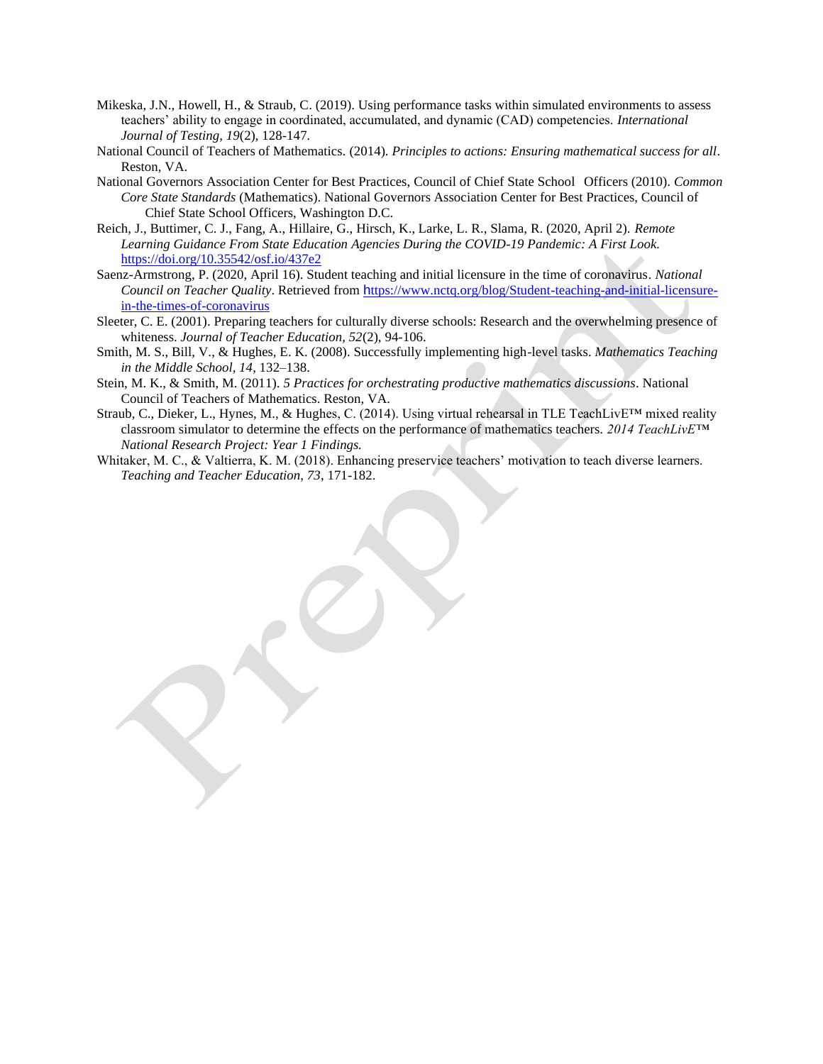Mikeska, J.N., Howell, H., & Straub, C. (2019). Using performance tasks within simulated environments to assess teachers' ability to engage in coordinated, accumulated, and dynamic (CAD) competencies. *International Journal of Testing, 19*(2), 128-147.

National Council of Teachers of Mathematics. (2014). *Principles to actions: Ensuring mathematical success for all*. Reston, VA.

National Governors Association Center for Best Practices, Council of Chief State School Officers (2010). *Common Core State Standards* (Mathematics). National Governors Association Center for Best Practices, Council of Chief State School Officers, Washington D.C.

Reich, J., Buttimer, C. J., Fang, A., Hillaire, G., Hirsch, K., Larke, L. R., Slama, R. (2020, April 2). *Remote Learning Guidance From State Education Agencies During the COVID-19 Pandemic: A First Look.* https://doi.org/10.35542/osf.io/437e2

Saenz-Armstrong, P. (2020, April 16). Student teaching and initial licensure in the time of coronavirus. *National Council on Teacher Quality*. Retrieved from https://www.nctq.org/blog/Student-teaching-and-initial-licensure-in-the-times-of-coronavirus

Sleeter, C. E. (2001). Preparing teachers for culturally diverse schools: Research and the overwhelming presence of whiteness. *Journal of Teacher Education, 52*(2), 94-106.

Smith, M. S., Bill, V., & Hughes, E. K. (2008). Successfully implementing high-level tasks. *Mathematics Teaching in the Middle School, 14*, 132–138.

Stein, M. K., & Smith, M. (2011). *5 Practices for orchestrating productive mathematics discussions*. National Council of Teachers of Mathematics. Reston, VA.

Straub, C., Dieker, L., Hynes, M., & Hughes, C. (2014). Using virtual rehearsal in TLE TeachLivE™ mixed reality classroom simulator to determine the effects on the performance of mathematics teachers. *2014 TeachLivE™ National Research Project: Year 1 Findings.*

Whitaker, M. C., & Valtierra, K. M. (2018). Enhancing preservice teachers' motivation to teach diverse learners. *Teaching and Teacher Education, 73*, 171-182.